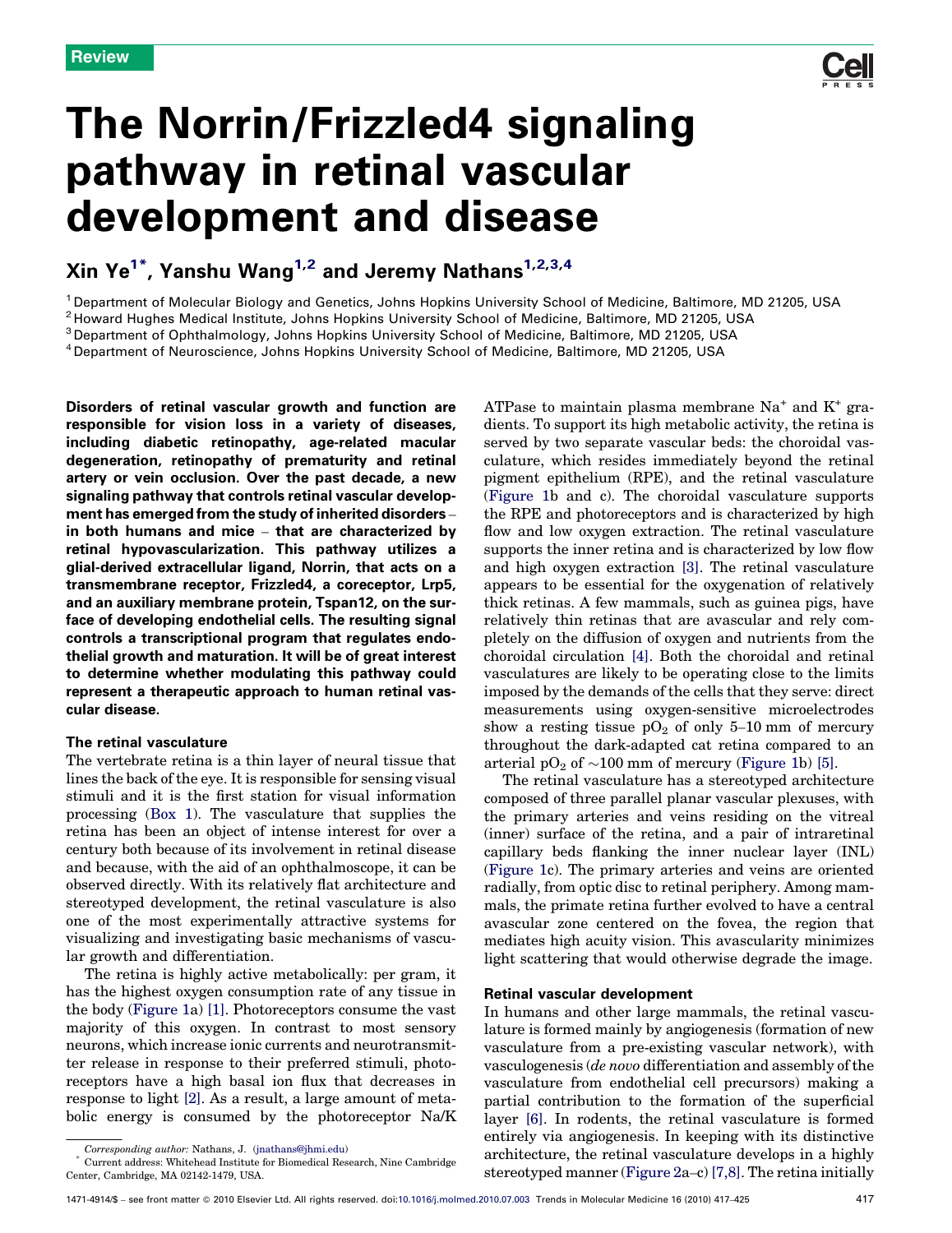Review

# The Norrin/Frizzled4 signaling pathway in retinal vascular development and disease

Xin Ye[1*], Yanshu Wang[1,2] and Jeremy Nathans[1,2,3,4]

[1] Department of Molecular Biology and Genetics, Johns Hopkins University School of Medicine, Baltimore, MD 21205, USA
[2] Howard Hughes Medical Institute, Johns Hopkins University School of Medicine, Baltimore, MD 21205, USA
[3] Department of Ophthalmology, Johns Hopkins University School of Medicine, Baltimore, MD 21205, USA
[4] Department of Neuroscience, Johns Hopkins University School of Medicine, Baltimore, MD 21205, USA

**Disorders of retinal vascular growth and function are responsible for vision loss in a variety of diseases, including diabetic retinopathy, age-related macular degeneration, retinopathy of prematurity and retinal artery or vein occlusion. Over the past decade, a new signaling pathway that controls retinal vascular development has emerged from the study of inherited disorders – in both humans and mice – that are characterized by retinal hypovascularization. This pathway utilizes a glial-derived extracellular ligand, Norrin, that acts on a transmembrane receptor, Frizzled4, a coreceptor, Lrp5, and an auxiliary membrane protein, Tspan12, on the surface of developing endothelial cells. The resulting signal controls a transcriptional program that regulates endothelial growth and maturation. It will be of great interest to determine whether modulating this pathway could represent a therapeutic approach to human retinal vascular disease.**

## The retinal vasculature

The vertebrate retina is a thin layer of neural tissue that lines the back of the eye. It is responsible for sensing visual stimuli and it is the first station for visual information processing (Box 1). The vasculature that supplies the retina has been an object of intense interest for over a century both because of its involvement in retinal disease and because, with the aid of an ophthalmoscope, it can be observed directly. With its relatively flat architecture and stereotyped development, the retinal vasculature is also one of the most experimentally attractive systems for visualizing and investigating basic mechanisms of vascular growth and differentiation.

The retina is highly active metabolically: per gram, it has the highest oxygen consumption rate of any tissue in the body (Figure 1a) [1]. Photoreceptors consume the vast majority of this oxygen. In contrast to most sensory neurons, which increase ionic currents and neurotransmitter release in response to their preferred stimuli, photoreceptors have a high basal ion flux that decreases in response to light [2]. As a result, a large amount of metabolic energy is consumed by the photoreceptor Na/K ATPase to maintain plasma membrane $Na^+$ and $K^+$ gradients. To support its high metabolic activity, the retina is served by two separate vascular beds: the choroidal vasculature, which resides immediately beyond the retinal pigment epithelium (RPE), and the retinal vasculature (Figure 1b and c). The choroidal vasculature supports the RPE and photoreceptors and is characterized by high flow and low oxygen extraction. The retinal vasculature supports the inner retina and is characterized by low flow and high oxygen extraction [3]. The retinal vasculature appears to be essential for the oxygenation of relatively thick retinas. A few mammals, such as guinea pigs, have relatively thin retinas that are avascular and rely completely on the diffusion of oxygen and nutrients from the choroidal circulation [4]. Both the choroidal and retinal vasculatures are likely to be operating close to the limits imposed by the demands of the cells that they serve: direct measurements using oxygen-sensitive microelectrodes show a resting tissue $pO_2$ of only 5–10 mm of mercury throughout the dark-adapted cat retina compared to an arterial $pO_2$ of ~100 mm of mercury (Figure 1b) [5].

The retinal vasculature has a stereotyped architecture composed of three parallel planar vascular plexuses, with the primary arteries and veins residing on the vitreal (inner) surface of the retina, and a pair of intraretinal capillary beds flanking the inner nuclear layer (INL) (Figure 1c). The primary arteries and veins are oriented radially, from optic disc to retinal periphery. Among mammals, the primate retina further evolved to have a central avascular zone centered on the fovea, the region that mediates high acuity vision. This avascularity minimizes light scattering that would otherwise degrade the image.

## Retinal vascular development

In humans and other large mammals, the retinal vasculature is formed mainly by angiogenesis (formation of new vasculature from a pre-existing vascular network), with vasculogenesis (*de novo* differentiation and assembly of the vasculature from endothelial cell precursors) making a partial contribution to the formation of the superficial layer [6]. In rodents, the retinal vasculature is formed entirely via angiogenesis. In keeping with its distinctive architecture, the retinal vasculature develops in a highly stereotyped manner (Figure 2a–c) [7,8]. The retina initially

Corresponding author: Nathans, J. (jnathans@jhmi.edu)
* Current address: Whitehead Institute for Biomedical Research, Nine Cambridge Center, Cambridge, MA 02142-1479, USA.

1471-4914/$ – see front matter © 2010 Elsevier Ltd. All rights reserved. doi:10.1016/j.molmed.2010.07.003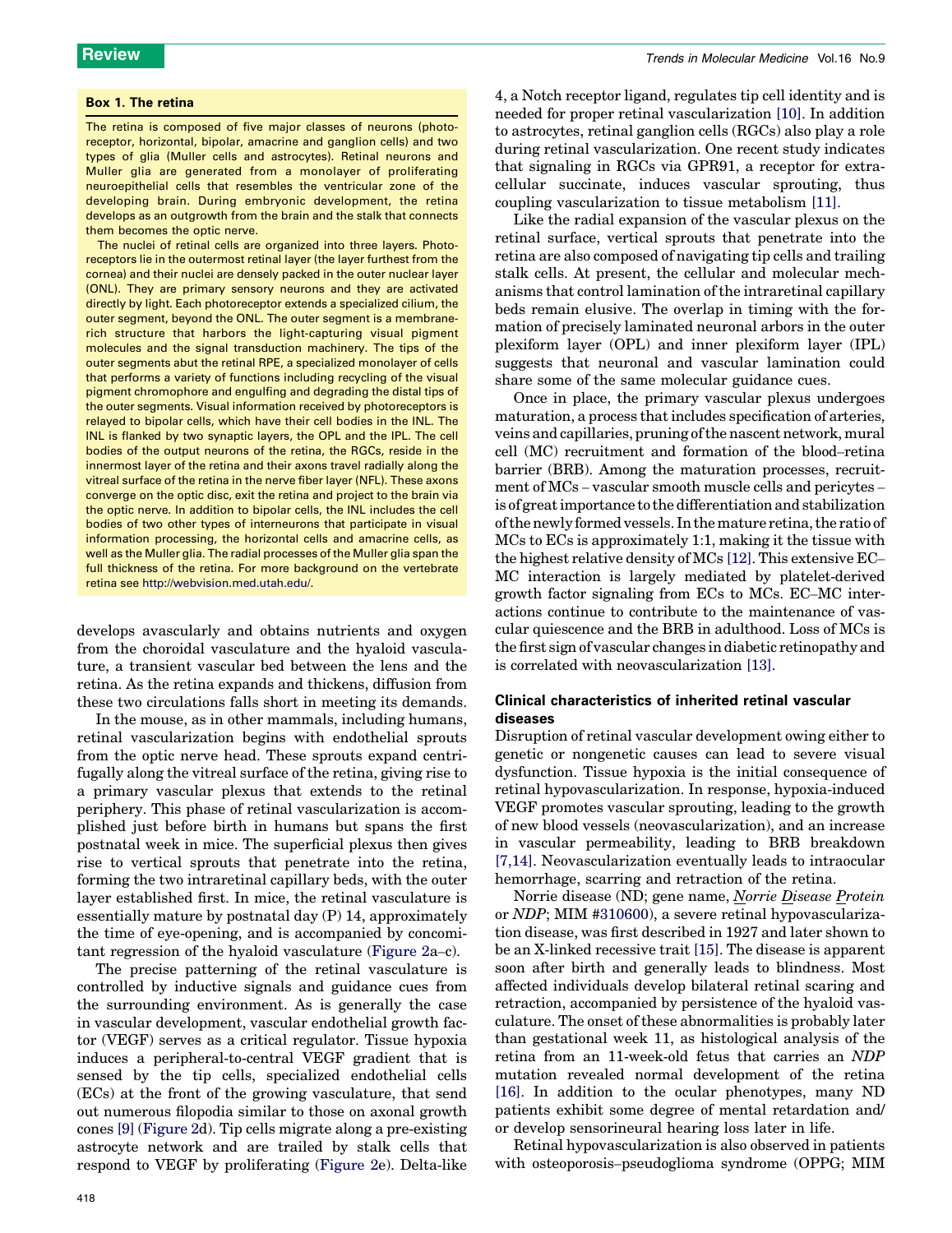### Box 1. The retina

The retina is composed of five major classes of neurons (photoreceptor, horizontal, bipolar, amacrine and ganglion cells) and two types of glia (Muller cells and astrocytes). Retinal neurons and Muller glia are generated from a monolayer of proliferating neuroepithelial cells that resembles the ventricular zone of the developing brain. During embryonic development, the retina develops as an outgrowth from the brain and the stalk that connects them becomes the optic nerve.

The nuclei of retinal cells are organized into three layers. Photoreceptors lie in the outermost retinal layer (the layer furthest from the cornea) and their nuclei are densely packed in the outer nuclear layer (ONL). They are primary sensory neurons and they are activated directly by light. Each photoreceptor extends a specialized cilium, the outer segment, beyond the ONL. The outer segment is a membrane-rich structure that harbors the light-capturing visual pigment molecules and the signal transduction machinery. The tips of the outer segments abut the retinal RPE, a specialized monolayer of cells that performs a variety of functions including recycling of the visual pigment chromophore and engulfing and degrading the distal tips of the outer segments. Visual information received by photoreceptors is relayed to bipolar cells, which have their cell bodies in the INL. The INL is flanked by two synaptic layers, the OPL and the IPL. The cell bodies of the output neurons of the retina, the RGCs, reside in the innermost layer of the retina and their axons travel radially along the vitreal surface of the retina in the nerve fiber layer (NFL). These axons converge on the optic disc, exit the retina and project to the brain via the optic nerve. In addition to bipolar cells, the INL includes the cell bodies of two other types of interneurons that participate in visual information processing, the horizontal cells and amacrine cells, as well as the Muller glia. The radial processes of the Muller glia span the full thickness of the retina. For more background on the vertebrate retina see http://webvision.med.utah.edu/.

develops avascularly and obtains nutrients and oxygen from the choroidal vasculature and the hyaloid vasculature, a transient vascular bed between the lens and the retina. As the retina expands and thickens, diffusion from these two circulations falls short in meeting its demands.

In the mouse, as in other mammals, including humans, retinal vascularization begins with endothelial sprouts from the optic nerve head. These sprouts expand centrifugally along the vitreal surface of the retina, giving rise to a primary vascular plexus that extends to the retinal periphery. This phase of retinal vascularization is accomplished just before birth in humans but spans the first postnatal week in mice. The superficial plexus then gives rise to vertical sprouts that penetrate into the retina, forming the two intraretinal capillary beds, with the outer layer established first. In mice, the retinal vasculature is essentially mature by postnatal day (P) 14, approximately the time of eye-opening, and is accompanied by concomitant regression of the hyaloid vasculature (Figure 2a–c).

The precise patterning of the retinal vasculature is controlled by inductive signals and guidance cues from the surrounding environment. As is generally the case in vascular development, vascular endothelial growth factor (VEGF) serves as a critical regulator. Tissue hypoxia induces a peripheral-to-central VEGF gradient that is sensed by the tip cells, specialized endothelial cells (ECs) at the front of the growing vasculature, that send out numerous filopodia similar to those on axonal growth cones [9] (Figure 2d). Tip cells migrate along a pre-existing astrocyte network and are trailed by stalk cells that respond to VEGF by proliferating (Figure 2e). Delta-like 4, a Notch receptor ligand, regulates tip cell identity and is needed for proper retinal vascularization [10]. In addition to astrocytes, retinal ganglion cells (RGCs) also play a role during retinal vascularization. One recent study indicates that signaling in RGCs via GPR91, a receptor for extracellular succinate, induces vascular sprouting, thus coupling vascularization to tissue metabolism [11].

Like the radial expansion of the vascular plexus on the retinal surface, vertical sprouts that penetrate into the retina are also composed of navigating tip cells and trailing stalk cells. At present, the cellular and molecular mechanisms that control lamination of the intraretinal capillary beds remain elusive. The overlap in timing with the formation of precisely laminated neuronal arbors in the outer plexiform layer (OPL) and inner plexiform layer (IPL) suggests that neuronal and vascular lamination could share some of the same molecular guidance cues.

Once in place, the primary vascular plexus undergoes maturation, a process that includes specification of arteries, veins and capillaries, pruning of the nascent network, mural cell (MC) recruitment and formation of the blood–retina barrier (BRB). Among the maturation processes, recruitment of MCs – vascular smooth muscle cells and pericytes – is of great importance to the differentiation and stabilization of the newly formed vessels. In the mature retina, the ratio of MCs to ECs is approximately 1:1, making it the tissue with the highest relative density of MCs [12]. This extensive EC–MC interaction is largely mediated by platelet-derived growth factor signaling from ECs to MCs. EC–MC interactions continue to contribute to the maintenance of vascular quiescence and the BRB in adulthood. Loss of MCs is the first sign of vascular changes in diabetic retinopathy and is correlated with neovascularization [13].

## Clinical characteristics of inherited retinal vascular diseases

Disruption of retinal vascular development owing either to genetic or nongenetic causes can lead to severe visual dysfunction. Tissue hypoxia is the initial consequence of retinal hypovascularization. In response, hypoxia-induced VEGF promotes vascular sprouting, leading to the growth of new blood vessels (neovascularization), and an increase in vascular permeability, leading to BRB breakdown [7,14]. Neovascularization eventually leads to intraocular hemorrhage, scarring and retraction of the retina.

Norrie disease (ND; gene name, *Norrie Disease Protein* or *NDP*; MIM #310600), a severe retinal hypovascularization disease, was first described in 1927 and later shown to be an X-linked recessive trait [15]. The disease is apparent soon after birth and generally leads to blindness. Most affected individuals develop bilateral retinal scarring and retraction, accompanied by persistence of the hyaloid vasculature. The onset of these abnormalities is probably later than gestational week 11, as histological analysis of the retina from an 11-week-old fetus that carries an *NDP* mutation revealed normal development of the retina [16]. In addition to the ocular phenotypes, many ND patients exhibit some degree of mental retardation and/or develop sensorineural hearing loss later in life.

Retinal hypovascularization is also observed in patients with osteoporosis–pseudoglioma syndrome (OPPG; MIM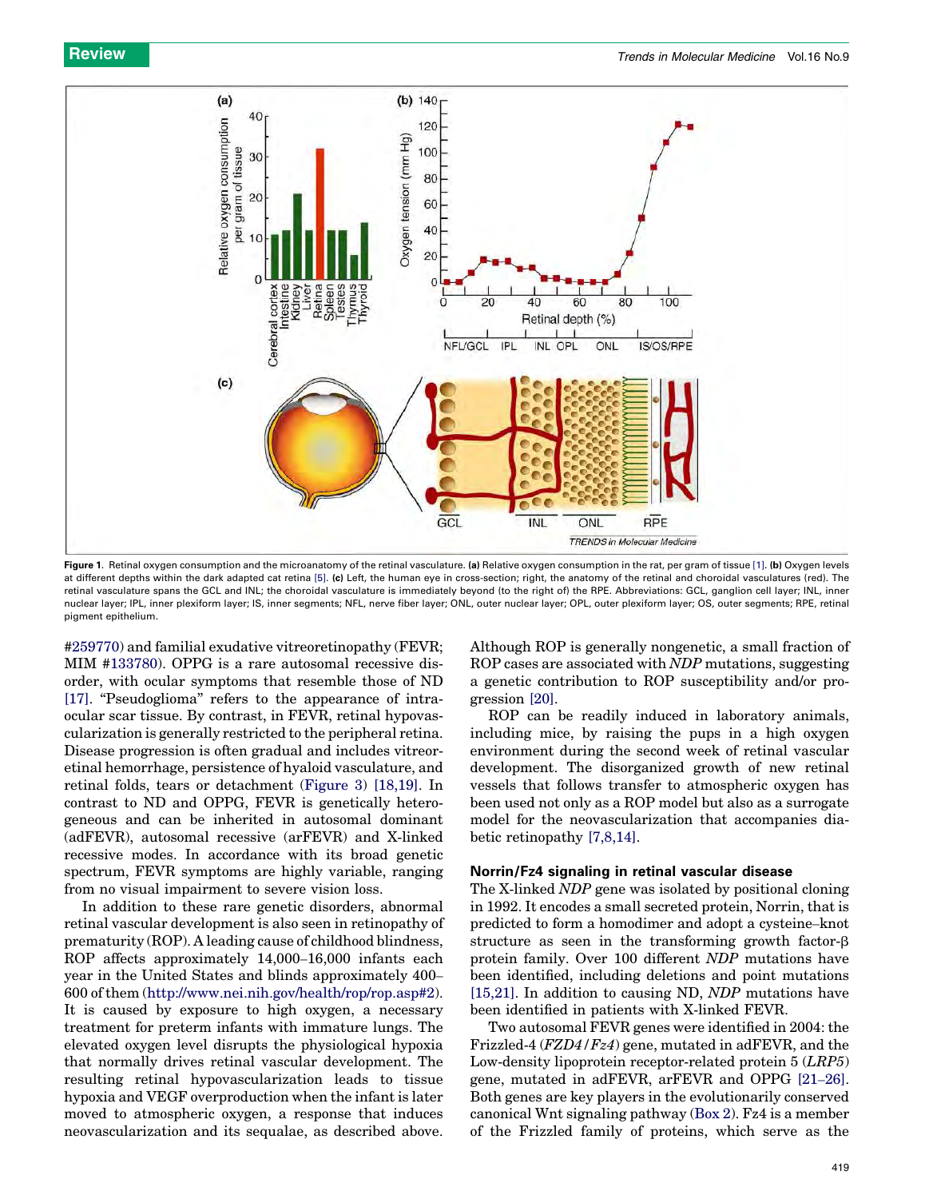Figure 1. Retinal oxygen consumption and the microanatomy of the retinal vasculature. (a) Relative oxygen consumption in the rat, per gram of tissue [1]. (b) Oxygen levels at different depths within the dark adapted cat retina [5]. (c) Left, the human eye in cross-section; right, the anatomy of the retinal and choroidal vasculatures (red). The retinal vasculature spans the GCL and INL; the choroidal vasculature is immediately beyond (to the right of) the RPE. Abbreviations: GCL, ganglion cell layer; INL, inner nuclear layer; IPL, inner plexiform layer; IS, inner segments; NFL, nerve fiber layer; ONL, outer nuclear layer; OPL, outer plexiform layer; OS, outer segments; RPE, retinal pigment epithelium.

#259770) and familial exudative vitreoretinopathy (FEVR; MIM #133780). OPPG is a rare autosomal recessive disorder, with ocular symptoms that resemble those of ND [17]. "Pseudoglioma" refers to the appearance of intraocular scar tissue. By contrast, in FEVR, retinal hypovascularization is generally restricted to the peripheral retina. Disease progression is often gradual and includes vitreoretinal hemorrhage, persistence of hyaloid vasculature, and retinal folds, tears or detachment (Figure 3) [18,19]. In contrast to ND and OPPG, FEVR is genetically heterogeneous and can be inherited in autosomal dominant (adFEVR), autosomal recessive (arFEVR) and X-linked recessive modes. In accordance with its broad genetic spectrum, FEVR symptoms are highly variable, ranging from no visual impairment to severe vision loss.

In addition to these rare genetic disorders, abnormal retinal vascular development is also seen in retinopathy of prematurity (ROP). A leading cause of childhood blindness, ROP affects approximately 14,000–16,000 infants each year in the United States and blinds approximately 400–600 of them (http://www.nei.nih.gov/health/rop/rop.asp#2). It is caused by exposure to high oxygen, a necessary treatment for preterm infants with immature lungs. The elevated oxygen level disrupts the physiological hypoxia that normally drives retinal vascular development. The resulting retinal hypovascularization leads to tissue hypoxia and VEGF overproduction when the infant is later moved to atmospheric oxygen, a response that induces neovascularization and its sequalae, as described above. Although ROP is generally nongenetic, a small fraction of ROP cases are associated with *NDP* mutations, suggesting a genetic contribution to ROP susceptibility and/or progression [20].

ROP can be readily induced in laboratory animals, including mice, by raising the pups in a high oxygen environment during the second week of retinal vascular development. The disorganized growth of new retinal vessels that follows transfer to atmospheric oxygen has been used not only as a ROP model but also as a surrogate model for the neovascularization that accompanies diabetic retinopathy [7,8,14].

## Norrin/Fz4 signaling in retinal vascular disease

The X-linked *NDP* gene was isolated by positional cloning in 1992. It encodes a small secreted protein, Norrin, that is predicted to form a homodimer and adopt a cysteine–knot structure as seen in the transforming growth factor-β protein family. Over 100 different *NDP* mutations have been identified, including deletions and point mutations [15,21]. In addition to causing ND, *NDP* mutations have been identified in patients with X-linked FEVR.

Two autosomal FEVR genes were identified in 2004: the Frizzled-4 (*FZD4*/*Fz4*) gene, mutated in adFEVR, and the Low-density lipoprotein receptor-related protein 5 (*LRP5*) gene, mutated in adFEVR, arFEVR and OPPG [21–26]. Both genes are key players in the evolutionarily conserved canonical Wnt signaling pathway (Box 2). Fz4 is a member of the Frizzled family of proteins, which serve as the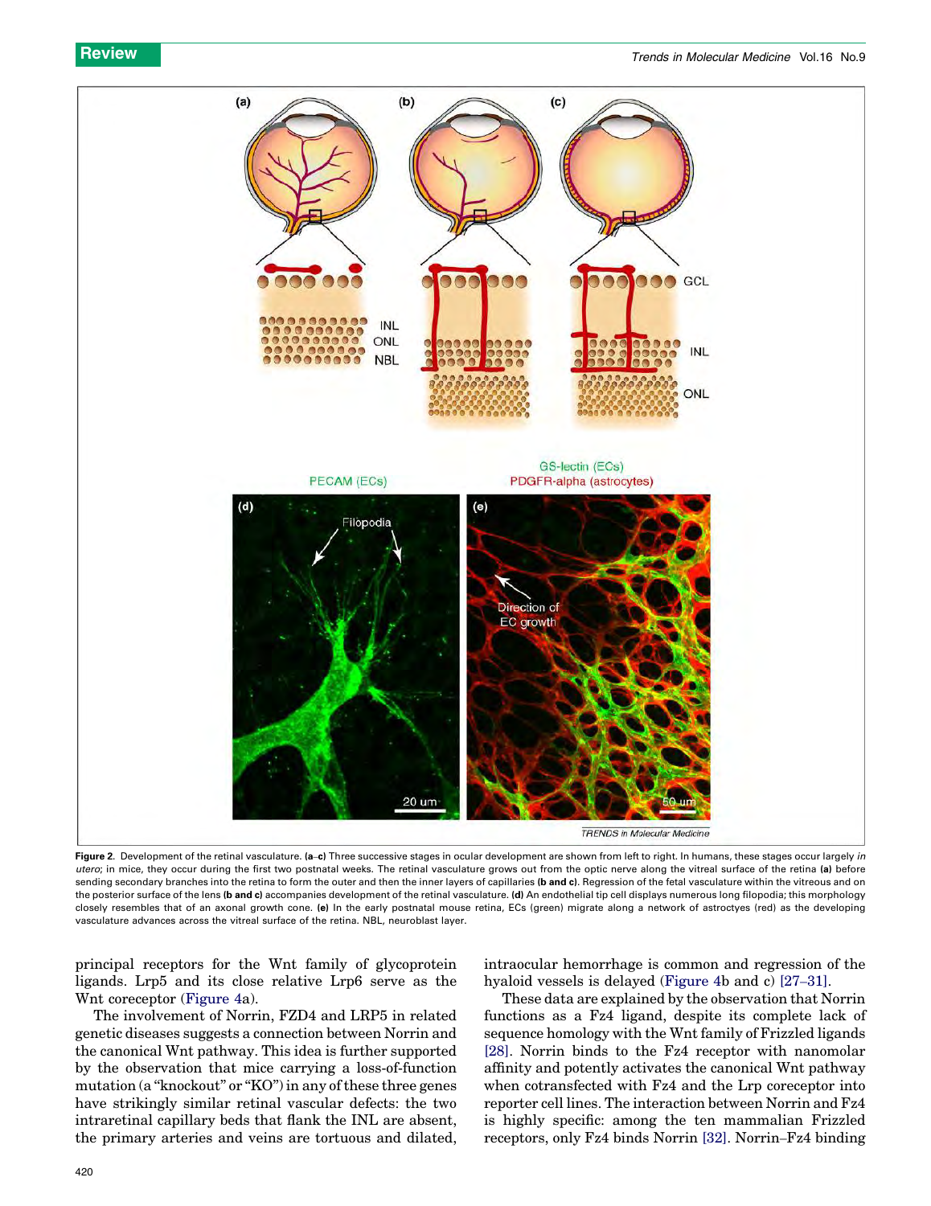Figure 2. Development of the retinal vasculature. **(a–c)** Three successive stages in ocular development are shown from left to right. In humans, these stages occur largely *in utero*; in mice, they occur during the first two postnatal weeks. The retinal vasculature grows out from the optic nerve along the vitreal surface of the retina **(a)** before sending secondary branches into the retina to form the outer and then the inner layers of capillaries **(b and c)**. Regression of the fetal vasculature within the vitreous and on the posterior surface of the lens **(b and c)** accompanies development of the retinal vasculature. **(d)** An endothelial tip cell displays numerous long filopodia; this morphology closely resembles that of an axonal growth cone. **(e)** In the early postnatal mouse retina, ECs (green) migrate along a network of astroctyes (red) as the developing vasculature advances across the vitreal surface of the retina. NBL, neuroblast layer.

principal receptors for the Wnt family of glycoprotein ligands. Lrp5 and its close relative Lrp6 serve as the Wnt coreceptor (Figure 4a).

The involvement of Norrin, FZD4 and LRP5 in related genetic diseases suggests a connection between Norrin and the canonical Wnt pathway. This idea is further supported by the observation that mice carrying a loss-of-function mutation (a "knockout" or "KO") in any of these three genes have strikingly similar retinal vascular defects: the two intraretinal capillary beds that flank the INL are absent, the primary arteries and veins are tortuous and dilated, intraocular hemorrhage is common and regression of the hyaloid vessels is delayed (Figure 4b and c) [27–31].

These data are explained by the observation that Norrin functions as a Fz4 ligand, despite its complete lack of sequence homology with the Wnt family of Frizzled ligands [28]. Norrin binds to the Fz4 receptor with nanomolar affinity and potently activates the canonical Wnt pathway when cotransfected with Fz4 and the Lrp coreceptor into reporter cell lines. The interaction between Norrin and Fz4 is highly specific: among the ten mammalian Frizzled receptors, only Fz4 binds Norrin [32]. Norrin–Fz4 binding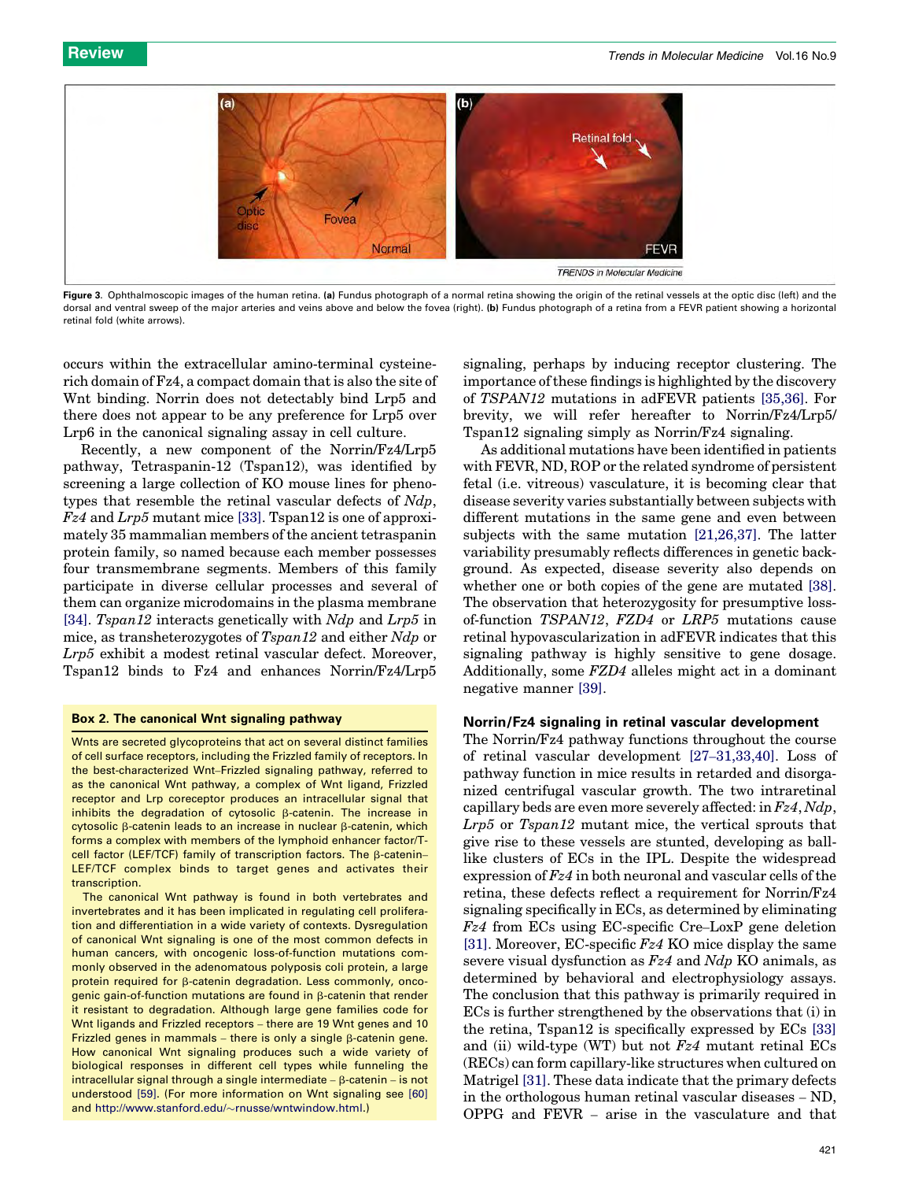**Figure 3**. Ophthalmoscopic images of the human retina. **(a)** Fundus photograph of a normal retina showing the origin of the retinal vessels at the optic disc (left) and the dorsal and ventral sweep of the major arteries and veins above and below the fovea (right). **(b)** Fundus photograph of a retina from a FEVR patient showing a horizontal retinal fold (white arrows).

occurs within the extracellular amino-terminal cysteine-rich domain of Fz4, a compact domain that is also the site of Wnt binding. Norrin does not detectably bind Lrp5 and there does not appear to be any preference for Lrp5 over Lrp6 in the canonical signaling assay in cell culture.

Recently, a new component of the Norrin/Fz4/Lrp5 pathway, Tetraspanin-12 (Tspan12), was identified by screening a large collection of KO mouse lines for phenotypes that resemble the retinal vascular defects of *Ndp*, *Fz4* and *Lrp5* mutant mice [33]. Tspan12 is one of approximately 35 mammalian members of the ancient tetraspanin protein family, so named because each member possesses four transmembrane segments. Members of this family participate in diverse cellular processes and several of them can organize microdomains in the plasma membrane [34]. *Tspan12* interacts genetically with *Ndp* and *Lrp5* in mice, as transheterozygotes of *Tspan12* and either *Ndp* or *Lrp5* exhibit a modest retinal vascular defect. Moreover, Tspan12 binds to Fz4 and enhances Norrin/Fz4/Lrp5 signaling, perhaps by inducing receptor clustering. The importance of these findings is highlighted by the discovery of *TSPAN12* mutations in adFEVR patients [35,36]. For brevity, we will refer hereafter to Norrin/Fz4/Lrp5/Tspan12 signaling simply as Norrin/Fz4 signaling.

As additional mutations have been identified in patients with FEVR, ND, ROP or the related syndrome of persistent fetal (i.e. vitreous) vasculature, it is becoming clear that disease severity varies substantially between subjects with different mutations in the same gene and even between subjects with the same mutation [21,26,37]. The latter variability presumably reflects differences in genetic background. As expected, disease severity also depends on whether one or both copies of the gene are mutated [38]. The observation that heterozygosity for presumptive loss-of-function *TSPAN12*, *FZD4* or *LRP5* mutations cause retinal hypovascularization in adFEVR indicates that this signaling pathway is highly sensitive to gene dosage. Additionally, some *FZD4* alleles might act in a dominant negative manner [39].

### Box 2. The canonical Wnt signaling pathway

Wnts are secreted glycoproteins that act on several distinct families of cell surface receptors, including the Frizzled family of receptors. In the best-characterized Wnt–Frizzled signaling pathway, referred to as the canonical Wnt pathway, a complex of Wnt ligand, Frizzled receptor and Lrp coreceptor produces an intracellular signal that inhibits the degradation of cytosolic β-catenin. The increase in cytosolic β-catenin leads to an increase in nuclear β-catenin, which forms a complex with members of the lymphoid enhancer factor/T-cell factor (LEF/TCF) family of transcription factors. The β-catenin–LEF/TCF complex binds to target genes and activates their transcription.

The canonical Wnt pathway is found in both vertebrates and invertebrates and it has been implicated in regulating cell proliferation and differentiation in a wide variety of contexts. Dysregulation of canonical Wnt signaling is one of the most common defects in human cancers, with oncogenic loss-of-function mutations commonly observed in the adenomatous polyposis coli protein, a large protein required for β-catenin degradation. Less commonly, oncogenic gain-of-function mutations are found in β-catenin that render it resistant to degradation. Although large gene families code for Wnt ligands and Frizzled receptors – there are 19 Wnt genes and 10 Frizzled genes in mammals – there is only a single β-catenin gene. How canonical Wnt signaling produces such a wide variety of biological responses in different cell types while funneling the intracellular signal through a single intermediate – β-catenin – is not understood [59]. (For more information on Wnt signaling see [60] and http://www.stanford.edu/~rnusse/wntwindow.html.)

### Norrin/Fz4 signaling in retinal vascular development

The Norrin/Fz4 pathway functions throughout the course of retinal vascular development [27–31,33,40]. Loss of pathway function in mice results in retarded and disorganized centrifugal vascular growth. The two intraretinal capillary beds are even more severely affected: in *Fz4*, *Ndp*, *Lrp5* or *Tspan12* mutant mice, the vertical sprouts that give rise to these vessels are stunted, developing as ball-like clusters of ECs in the IPL. Despite the widespread expression of *Fz4* in both neuronal and vascular cells of the retina, these defects reflect a requirement for Norrin/Fz4 signaling specifically in ECs, as determined by eliminating *Fz4* from ECs using EC-specific Cre–LoxP gene deletion [31]. Moreover, EC-specific *Fz4* KO mice display the same severe visual dysfunction as *Fz4* and *Ndp* KO animals, as determined by behavioral and electrophysiology assays. The conclusion that this pathway is primarily required in ECs is further strengthened by the observations that (i) in the retina, Tspan12 is specifically expressed by ECs [33] and (ii) wild-type (WT) but not *Fz4* mutant retinal ECs (RECs) can form capillary-like structures when cultured on Matrigel [31]. These data indicate that the primary defects in the orthologous human retinal vascular diseases – ND, OPPG and FEVR – arise in the vasculature and that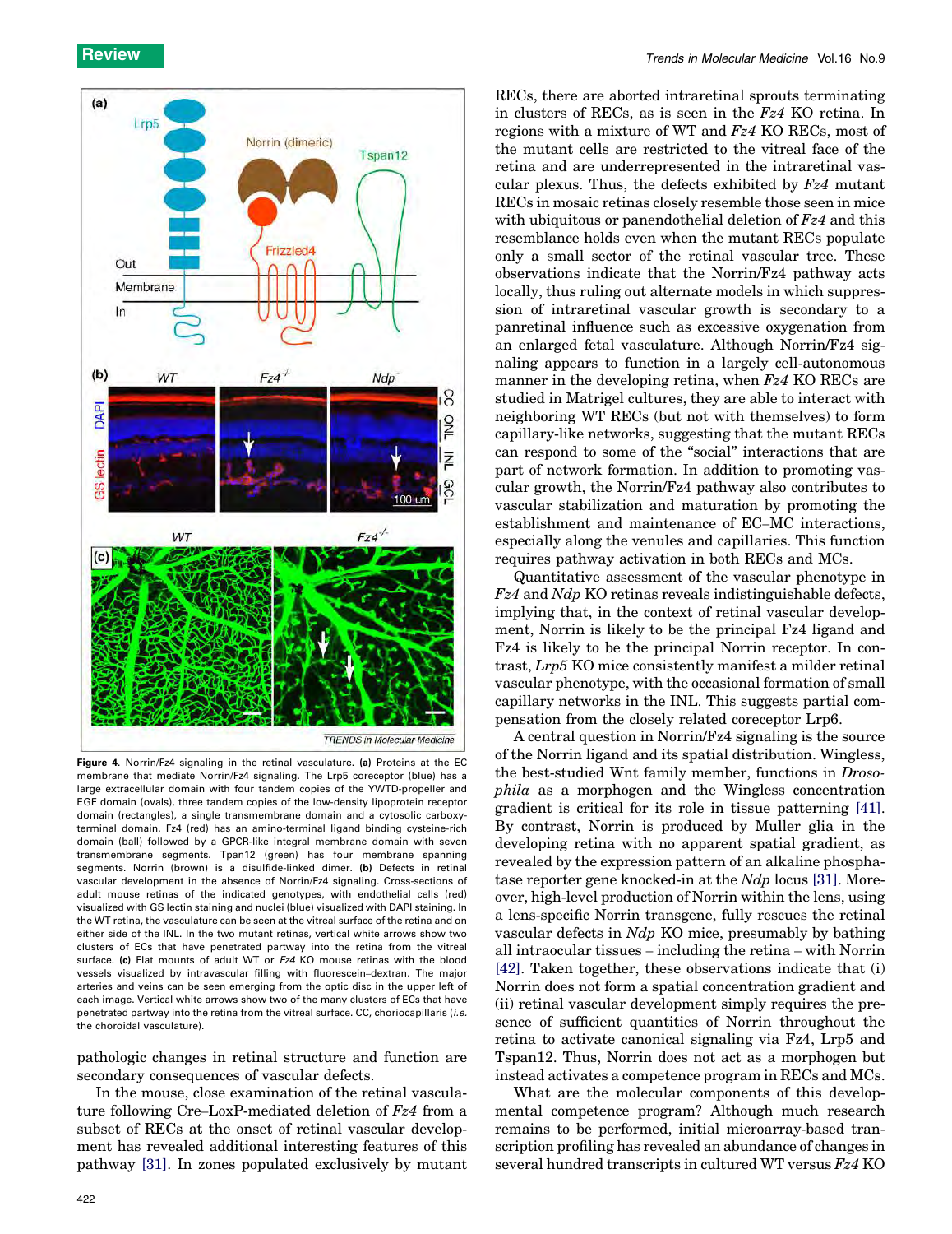Figure 4. Norrin/Fz4 signaling in the retinal vasculature. **(a)** Proteins at the EC membrane that mediate Norrin/Fz4 signaling. The Lrp5 coreceptor (blue) has a large extracellular domain with four tandem copies of the YWTD-propeller and EGF domain (ovals), three tandem copies of the low-density lipoprotein receptor domain (rectangles), a single transmembrane domain and a cytosolic carboxy-terminal domain. Fz4 (red) has an amino-terminal ligand binding cysteine-rich domain (ball) followed by a GPCR-like integral membrane domain with seven transmembrane segments. Tspan12 (green) has four membrane spanning segments. Norrin (brown) is a disulfide-linked dimer. **(b)** Defects in retinal vascular development in the absence of Norrin/Fz4 signaling. Cross-sections of adult mouse retinas of the indicated genotypes, with endothelial cells (red) visualized with GS lectin staining and nuclei (blue) visualized with DAPI staining. In the WT retina, the vasculature can be seen at the vitreal surface of the retina and on either side of the INL. In the two mutant retinas, vertical white arrows show two clusters of ECs that have penetrated partway into the retina from the vitreal surface. **(c)** Flat mounts of adult WT or *Fz4* KO mouse retinas with the blood vessels visualized by intravascular filling with fluorescein–dextran. The major arteries and veins can be seen emerging from the optic disc in the upper left of each image. Vertical white arrows show two of the many clusters of ECs that have penetrated partway into the retina from the vitreal surface. CC, choriocapillaris (*i.e.* the choroidal vasculature).

pathologic changes in retinal structure and function are secondary consequences of vascular defects.

In the mouse, close examination of the retinal vasculature following Cre–LoxP-mediated deletion of *Fz4* from a subset of RECs at the onset of retinal vascular development has revealed additional interesting features of this pathway [31]. In zones populated exclusively by mutant RECs, there are aborted intraretinal sprouts terminating in clusters of RECs, as is seen in the *Fz4* KO retina. In regions with a mixture of WT and *Fz4* KO RECs, most of the mutant cells are restricted to the vitreal face of the retina and are underrepresented in the intraretinal vascular plexus. Thus, the defects exhibited by *Fz4* mutant RECs in mosaic retinas closely resemble those seen in mice with ubiquitous or panendothelial deletion of *Fz4* and this resemblance holds even when the mutant RECs populate only a small sector of the retinal vascular tree. These observations indicate that the Norrin/Fz4 pathway acts locally, thus ruling out alternate models in which suppression of intraretinal vascular growth is secondary to a panretinal influence such as excessive oxygenation from an enlarged fetal vasculature. Although Norrin/Fz4 signaling appears to function in a largely cell-autonomous manner in the developing retina, when *Fz4* KO RECs are studied in Matrigel cultures, they are able to interact with neighboring WT RECs (but not with themselves) to form capillary-like networks, suggesting that the mutant RECs can respond to some of the "social" interactions that are part of network formation. In addition to promoting vascular growth, the Norrin/Fz4 pathway also contributes to vascular stabilization and maturation by promoting the establishment and maintenance of EC–MC interactions, especially along the venules and capillaries. This function requires pathway activation in both RECs and MCs.

Quantitative assessment of the vascular phenotype in *Fz4* and *Ndp* KO retinas reveals indistinguishable defects, implying that, in the context of retinal vascular development, Norrin is likely to be the principal Fz4 ligand and Fz4 is likely to be the principal Norrin receptor. In contrast, *Lrp5* KO mice consistently manifest a milder retinal vascular phenotype, with the occasional formation of small capillary networks in the INL. This suggests partial compensation from the closely related coreceptor Lrp6.

A central question in Norrin/Fz4 signaling is the source of the Norrin ligand and its spatial distribution. Wingless, the best-studied Wnt family member, functions in *Drosophila* as a morphogen and the Wingless concentration gradient is critical for its role in tissue patterning [41]. By contrast, Norrin is produced by Muller glia in the developing retina with no apparent spatial gradient, as revealed by the expression pattern of an alkaline phosphatase reporter gene knocked-in at the *Ndp* locus [31]. Moreover, high-level production of Norrin within the lens, using a lens-specific Norrin transgene, fully rescues the retinal vascular defects in *Ndp* KO mice, presumably by bathing all intraocular tissues – including the retina – with Norrin [42]. Taken together, these observations indicate that (i) Norrin does not form a spatial concentration gradient and (ii) retinal vascular development simply requires the presence of sufficient quantities of Norrin throughout the retina to activate canonical signaling via Fz4, Lrp5 and Tspan12. Thus, Norrin does not act as a morphogen but instead activates a competence program in RECs and MCs.

What are the molecular components of this developmental competence program? Although much research remains to be performed, initial microarray-based transcription profiling has revealed an abundance of changes in several hundred transcripts in cultured WT versus *Fz4* KO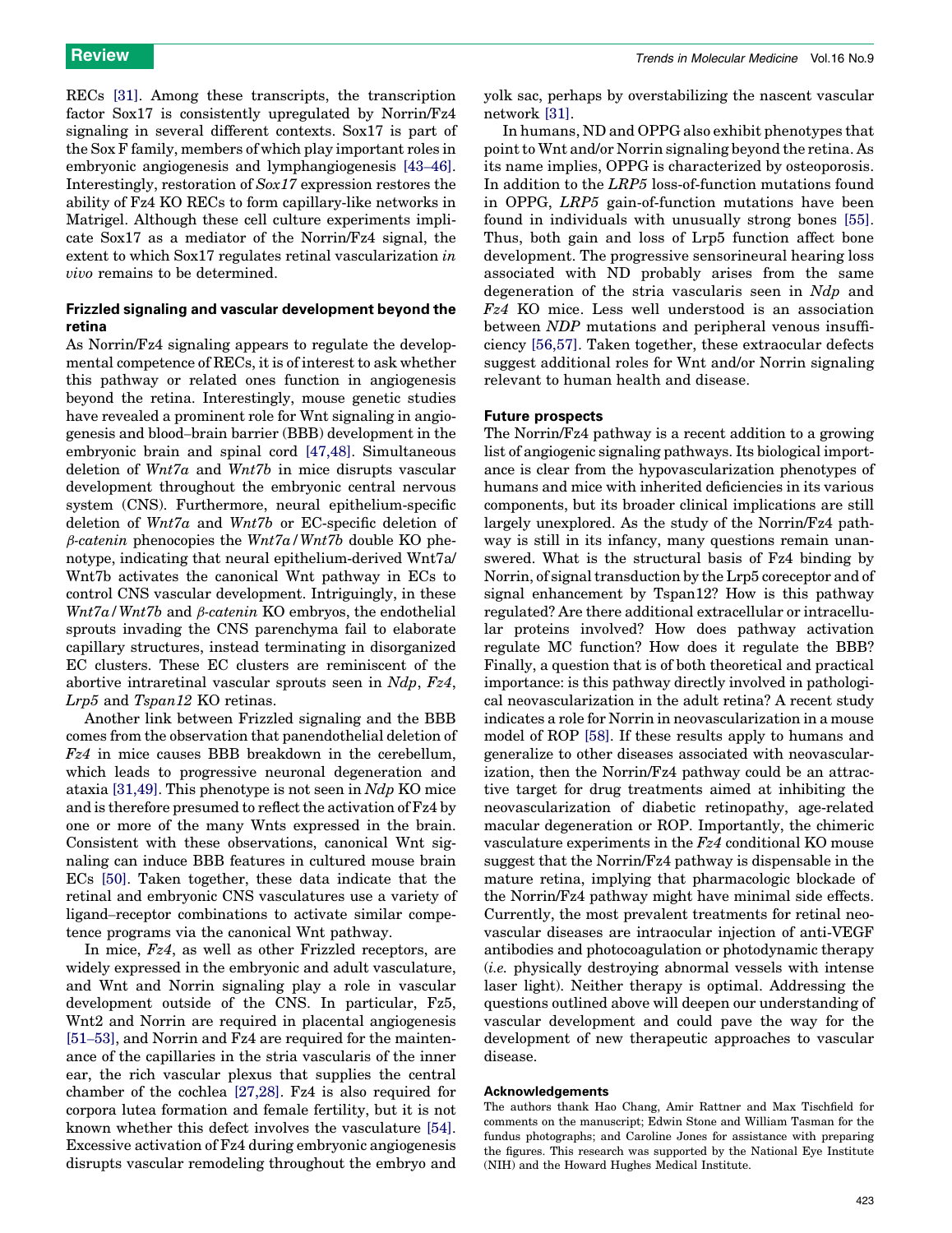RECs [31]. Among these transcripts, the transcription factor Sox17 is consistently upregulated by Norrin/Fz4 signaling in several different contexts. Sox17 is part of the Sox F family, members of which play important roles in embryonic angiogenesis and lymphangiogenesis [43–46]. Interestingly, restoration of *Sox17* expression restores the ability of Fz4 KO RECs to form capillary-like networks in Matrigel. Although these cell culture experiments implicate Sox17 as a mediator of the Norrin/Fz4 signal, the extent to which Sox17 regulates retinal vascularization *in vivo* remains to be determined.

### Frizzled signaling and vascular development beyond the retina

As Norrin/Fz4 signaling appears to regulate the developmental competence of RECs, it is of interest to ask whether this pathway or related ones function in angiogenesis beyond the retina. Interestingly, mouse genetic studies have revealed a prominent role for Wnt signaling in angiogenesis and blood–brain barrier (BBB) development in the embryonic brain and spinal cord [47,48]. Simultaneous deletion of *Wnt7a* and *Wnt7b* in mice disrupts vascular development throughout the embryonic central nervous system (CNS). Furthermore, neural epithelium-specific deletion of *Wnt7a* and *Wnt7b* or EC-specific deletion of *β-catenin* phenocopies the *Wnt7a*/*Wnt7b* double KO phenotype, indicating that neural epithelium-derived Wnt7a/Wnt7b activates the canonical Wnt pathway in ECs to control CNS vascular development. Intriguingly, in these *Wnt7a*/*Wnt7b* and *β-catenin* KO embryos, the endothelial sprouts invading the CNS parenchyma fail to elaborate capillary structures, instead terminating in disorganized EC clusters. These EC clusters are reminiscent of the abortive intraretinal vascular sprouts seen in *Ndp*, *Fz4*, *Lrp5* and *Tspan12* KO retinas.

Another link between Frizzled signaling and the BBB comes from the observation that panendothelial deletion of *Fz4* in mice causes BBB breakdown in the cerebellum, which leads to progressive neuronal degeneration and ataxia [31,49]. This phenotype is not seen in *Ndp* KO mice and is therefore presumed to reflect the activation of Fz4 by one or more of the many Wnts expressed in the brain. Consistent with these observations, canonical Wnt signaling can induce BBB features in cultured mouse brain ECs [50]. Taken together, these data indicate that the retinal and embryonic CNS vasculatures use a variety of ligand–receptor combinations to activate similar competence programs via the canonical Wnt pathway.

In mice, *Fz4*, as well as other Frizzled receptors, are widely expressed in the embryonic and adult vasculature, and Wnt and Norrin signaling play a role in vascular development outside of the CNS. In particular, Fz5, Wnt2 and Norrin are required in placental angiogenesis [51–53], and Norrin and Fz4 are required for the maintenance of the capillaries in the stria vascularis of the inner ear, the rich vascular plexus that supplies the central chamber of the cochlea [27,28]. Fz4 is also required for corpora lutea formation and female fertility, but it is not known whether this defect involves the vasculature [54]. Excessive activation of Fz4 during embryonic angiogenesis disrupts vascular remodeling throughout the embryo and yolk sac, perhaps by overstabilizing the nascent vascular network [31].

In humans, ND and OPPG also exhibit phenotypes that point to Wnt and/or Norrin signaling beyond the retina. As its name implies, OPPG is characterized by osteoporosis. In addition to the *LRP5* loss-of-function mutations found in OPPG, *LRP5* gain-of-function mutations have been found in individuals with unusually strong bones [55]. Thus, both gain and loss of Lrp5 function affect bone development. The progressive sensorineural hearing loss associated with ND probably arises from the same degeneration of the stria vascularis seen in *Ndp* and *Fz4* KO mice. Less well understood is an association between *NDP* mutations and peripheral venous insufficiency [56,57]. Taken together, these extraocular defects suggest additional roles for Wnt and/or Norrin signaling relevant to human health and disease.

### Future prospects

The Norrin/Fz4 pathway is a recent addition to a growing list of angiogenic signaling pathways. Its biological importance is clear from the hypovascularization phenotypes of humans and mice with inherited deficiencies in its various components, but its broader clinical implications are still largely unexplored. As the study of the Norrin/Fz4 pathway is still in its infancy, many questions remain unanswered. What is the structural basis of Fz4 binding by Norrin, of signal transduction by the Lrp5 coreceptor and of signal enhancement by Tspan12? How is this pathway regulated? Are there additional extracellular or intracellular proteins involved? How does pathway activation regulate MC function? How does it regulate the BBB? Finally, a question that is of both theoretical and practical importance: is this pathway directly involved in pathological neovascularization in the adult retina? A recent study indicates a role for Norrin in neovascularization in a mouse model of ROP [58]. If these results apply to humans and generalize to other diseases associated with neovascularization, then the Norrin/Fz4 pathway could be an attractive target for drug treatments aimed at inhibiting the neovascularization of diabetic retinopathy, age-related macular degeneration or ROP. Importantly, the chimeric vasculature experiments in the *Fz4* conditional KO mouse suggest that the Norrin/Fz4 pathway is dispensable in the mature retina, implying that pharmacologic blockade of the Norrin/Fz4 pathway might have minimal side effects. Currently, the most prevalent treatments for retinal neovascular diseases are intraocular injection of anti-VEGF antibodies and photocoagulation or photodynamic therapy (*i.e.* physically destroying abnormal vessels with intense laser light). Neither therapy is optimal. Addressing the questions outlined above will deepen our understanding of vascular development and could pave the way for the development of new therapeutic approaches to vascular disease.

#### Acknowledgements

The authors thank Hao Chang, Amir Rattner and Max Tischfield for comments on the manuscript; Edwin Stone and William Tasman for the fundus photographs; and Caroline Jones for assistance with preparing the figures. This research was supported by the National Eye Institute (NIH) and the Howard Hughes Medical Institute.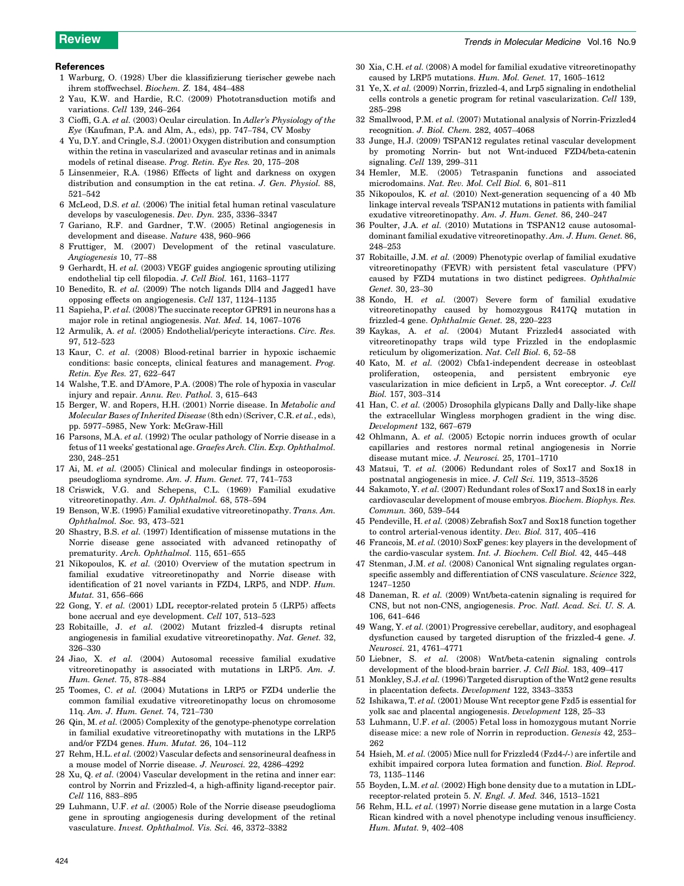## References

1 Warburg, O. (1928) Uber die klassifizierung tierischer gewebe nach ihrem stoffwechsel. *Biochem. Z.* 184, 484–488

2 Yau, K.W. and Hardie, R.C. (2009) Phototransduction motifs and variations. *Cell* 139, 246–264

3 Cioffi, G.A. *et al.* (2003) Ocular circulation. In *Adler's Physiology of the Eye* (Kaufman, P.A. and Alm, A., eds), pp. 747–784, CV Mosby

4 Yu, D.Y. and Cringle, S.J. (2001) Oxygen distribution and consumption within the retina in vascularized and avascular retinas and in animals models of retinal disease. *Prog. Retin. Eye Res.* 20, 175–208

5 Linsenmeier, R.A. (1986) Effects of light and darkness on oxygen distribution and consumption in the cat retina. *J. Gen. Physiol.* 88, 521–542

6 McLeod, D.S. *et al.* (2006) The initial fetal human retinal vasculature develops by vasculogenesis. *Dev. Dyn.* 235, 3336–3347

7 Gariano, R.F. and Gardner, T.W. (2005) Retinal angiogenesis in development and disease. *Nature* 438, 960–966

8 Fruttiger, M. (2007) Development of the retinal vasculature. *Angiogenesis* 10, 77–88

9 Gerhardt, H. *et al.* (2003) VEGF guides angiogenic sprouting utilizing endothelial tip cell filopodia. *J. Cell Biol.* 161, 1163–1177

10 Benedito, R. *et al.* (2009) The notch ligands Dll4 and Jagged1 have opposing effects on angiogenesis. *Cell* 137, 1124–1135

11 Sapieha, P. *et al.* (2008) The succinate receptor GPR91 in neurons has a major role in retinal angiogenesis. *Nat. Med.* 14, 1067–1076

12 Armulik, A. *et al.* (2005) Endothelial/pericyte interactions. *Circ. Res.* 97, 512–523

13 Kaur, C. *et al.* (2008) Blood-retinal barrier in hypoxic ischaemic conditions: basic concepts, clinical features and management. *Prog. Retin. Eye Res.* 27, 622–647

14 Walshe, T.E. and D'Amore, P.A. (2008) The role of hypoxia in vascular injury and repair. *Annu. Rev. Pathol.* 3, 615–643

15 Berger, W. and Ropers, H.H. (2001) Norrie disease. In *Metabolic and Molecular Bases of Inherited Disease* (8th edn) (Scriver, C.R. *et al.*, eds), pp. 5977–5985, New York: McGraw-Hill

16 Parsons, M.A. *et al.* (1992) The ocular pathology of Norrie disease in a fetus of 11 weeks' gestational age. *Graefes Arch. Clin. Exp. Ophthalmol.* 230, 248–251

17 Ai, M. *et al.* (2005) Clinical and molecular findings in osteoporosis-pseudoglioma syndrome. *Am. J. Hum. Genet.* 77, 741–753

18 Criswick, V.G. and Schepens, C.L. (1969) Familial exudative vitreoretinopathy. *Am. J. Ophthalmol.* 68, 578–594

19 Benson, W.E. (1995) Familial exudative vitreoretinopathy. *Trans. Am. Ophthalmol. Soc.* 93, 473–521

20 Shastry, B.S. *et al.* (1997) Identification of missense mutations in the Norrie disease gene associated with advanced retinopathy of prematurity. *Arch. Ophthalmol.* 115, 651–655

21 Nikopoulos, K. *et al.* (2010) Overview of the mutation spectrum in familial exudative vitreoretinopathy and Norrie disease with identification of 21 novel variants in FZD4, LRP5, and NDP. *Hum. Mutat.* 31, 656–666

22 Gong, Y. *et al.* (2001) LDL receptor-related protein 5 (LRP5) affects bone accrual and eye development. *Cell* 107, 513–523

23 Robitaille, J. *et al.* (2002) Mutant frizzled-4 disrupts retinal angiogenesis in familial exudative vitreoretinopathy. *Nat. Genet.* 32, 326–330

24 Jiao, X. *et al.* (2004) Autosomal recessive familial exudative vitreoretinopathy is associated with mutations in LRP5. *Am. J. Hum. Genet.* 75, 878–884

25 Toomes, C. *et al.* (2004) Mutations in LRP5 or FZD4 underlie the common familial exudative vitreoretinopathy locus on chromosome 11q. *Am. J. Hum. Genet.* 74, 721–730

26 Qin, M. *et al.* (2005) Complexity of the genotype-phenotype correlation in familial exudative vitreoretinopathy with mutations in the LRP5 and/or FZD4 genes. *Hum. Mutat.* 26, 104–112

27 Rehm, H.L. *et al.* (2002) Vascular defects and sensorineural deafness in a mouse model of Norrie disease. *J. Neurosci.* 22, 4286–4292

28 Xu, Q. *et al.* (2004) Vascular development in the retina and inner ear: control by Norrin and Frizzled-4, a high-affinity ligand-receptor pair. *Cell* 116, 883–895

29 Luhmann, U.F. *et al.* (2005) Role of the Norrie disease pseudoglioma gene in sprouting angiogenesis during development of the retinal vasculature. *Invest. Ophthalmol. Vis. Sci.* 46, 3372–3382

30 Xia, C.H. *et al.* (2008) A model for familial exudative vitreoretinopathy caused by LRP5 mutations. *Hum. Mol. Genet.* 17, 1605–1612

31 Ye, X. *et al.* (2009) Norrin, frizzled-4, and Lrp5 signaling in endothelial cells controls a genetic program for retinal vascularization. *Cell* 139, 285–298

32 Smallwood, P.M. *et al.* (2007) Mutational analysis of Norrin-Frizzled4 recognition. *J. Biol. Chem.* 282, 4057–4068

33 Junge, H.J. (2009) TSPAN12 regulates retinal vascular development by promoting Norrin- but not Wnt-induced FZD4/beta-catenin signaling. *Cell* 139, 299–311

34 Hemler, M.E. (2005) Tetraspanin functions and associated microdomains. *Nat. Rev. Mol. Cell Biol.* 6, 801–811

35 Nikopoulos, K. *et al.* (2010) Next-generation sequencing of a 40 Mb linkage interval reveals TSPAN12 mutations in patients with familial exudative vitreoretinopathy. *Am. J. Hum. Genet.* 86, 240–247

36 Poulter, J.A. *et al.* (2010) Mutations in TSPAN12 cause autosomal-dominant familial exudative vitreoretinopathy. *Am. J. Hum. Genet.* 86, 248–253

37 Robitaille, J.M. *et al.* (2009) Phenotypic overlap of familial exudative vitreoretinopathy (FEVR) with persistent fetal vasculature (PFV) caused by FZD4 mutations in two distinct pedigrees. *Ophthalmic Genet.* 30, 23–30

38 Kondo, H. *et al.* (2007) Severe form of familial exudative vitreoretinopathy caused by homozygous R417Q mutation in frizzled-4 gene. *Ophthalmic Genet.* 28, 220–223

39 Kaykas, A. *et al.* (2004) Mutant Frizzled4 associated with vitreoretinopathy traps wild type Frizzled in the endoplasmic reticulum by oligomerization. *Nat. Cell Biol.* 6, 52–58

40 Kato, M. *et al.* (2002) Cbfa1-independent decrease in osteoblast proliferation, osteopenia, and persistent embryonic eye vascularization in mice deficient in Lrp5, a Wnt coreceptor. *J. Cell Biol.* 157, 303–314

41 Han, C. *et al.* (2005) Drosophila glypicans Dally and Dally-like shape the extracellular Wingless morphogen gradient in the wing disc. *Development* 132, 667–679

42 Ohlmann, A. *et al.* (2005) Ectopic norrin induces growth of ocular capillaries and restores normal retinal angiogenesis in Norrie disease mutant mice. *J. Neurosci.* 25, 1701–1710

43 Matsui, T. *et al.* (2006) Redundant roles of Sox17 and Sox18 in postnatal angiogenesis in mice. *J. Cell Sci.* 119, 3513–3526

44 Sakamoto, Y. *et al.* (2007) Redundant roles of Sox17 and Sox18 in early cardiovascular development of mouse embryos. *Biochem. Biophys. Res. Commun.* 360, 539–544

45 Pendeville, H. *et al.* (2008) Zebrafish Sox7 and Sox18 function together to control arterial-venous identity. *Dev. Biol.* 317, 405–416

46 Francois, M. *et al.* (2010) SoxF genes: key players in the development of the cardio-vascular system. *Int. J. Biochem. Cell Biol.* 42, 445–448

47 Stenman, J.M. *et al.* (2008) Canonical Wnt signaling regulates organ-specific assembly and differentiation of CNS vasculature. *Science* 322, 1247–1250

48 Daneman, R. *et al.* (2009) Wnt/beta-catenin signaling is required for CNS, but not non-CNS, angiogenesis. *Proc. Natl. Acad. Sci. U. S. A.* 106, 641–646

49 Wang, Y. *et al.* (2001) Progressive cerebellar, auditory, and esophageal dysfunction caused by targeted disruption of the frizzled-4 gene. *J. Neurosci.* 21, 4761–4771

50 Liebner, S. *et al.* (2008) Wnt/beta-catenin signaling controls development of the blood-brain barrier. *J. Cell Biol.* 183, 409–417

51 Monkley, S.J. *et al.* (1996) Targeted disruption of the Wnt2 gene results in placentation defects. *Development* 122, 3343–3353

52 Ishikawa, T. *et al.* (2001) Mouse Wnt receptor gene Fzd5 is essential for yolk sac and placental angiogenesis. *Development* 128, 25–33

53 Luhmann, U.F. *et al.* (2005) Fetal loss in homozygous mutant Norrie disease mice: a new role of Norrin in reproduction. *Genesis* 42, 253–262

54 Hsieh, M. *et al.* (2005) Mice null for Frizzled4 (Fzd4-/-) are infertile and exhibit impaired corpora lutea formation and function. *Biol. Reprod.* 73, 1135–1146

55 Boyden, L.M. *et al.* (2002) High bone density due to a mutation in LDL-receptor-related protein 5. *N. Engl. J. Med.* 346, 1513–1521

56 Rehm, H.L. *et al.* (1997) Norrie disease gene mutation in a large Costa Rican kindred with a novel phenotype including venous insufficiency. *Hum. Mutat.* 9, 402–408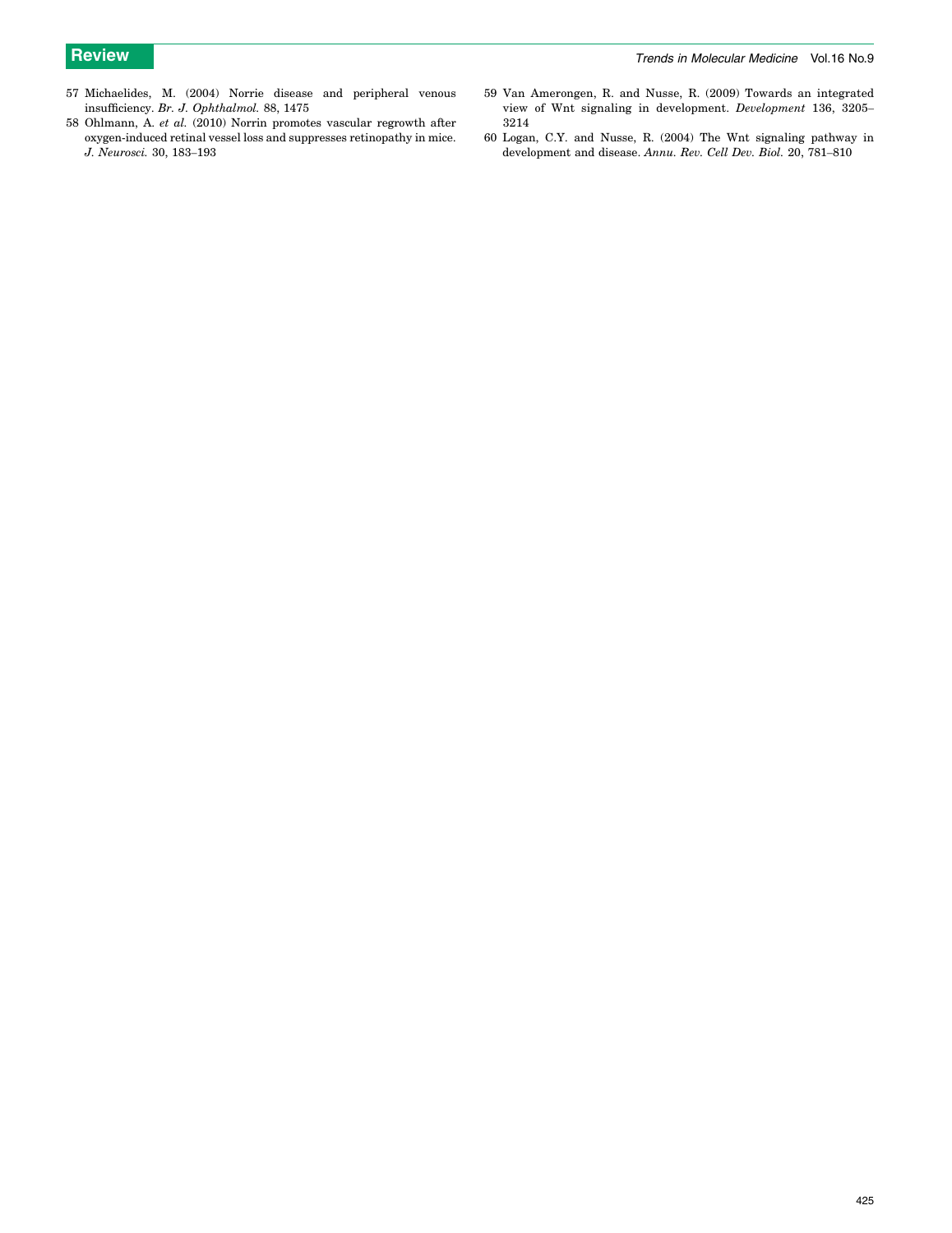57 Michaelides, M. (2004) Norrie disease and peripheral venous insufficiency. *Br. J. Ophthalmol.* 88, 1475

58 Ohlmann, A. *et al.* (2010) Norrin promotes vascular regrowth after oxygen-induced retinal vessel loss and suppresses retinopathy in mice. *J. Neurosci.* 30, 183–193

59 Van Amerongen, R. and Nusse, R. (2009) Towards an integrated view of Wnt signaling in development. *Development* 136, 3205–3214

60 Logan, C.Y. and Nusse, R. (2004) The Wnt signaling pathway in development and disease. *Annu. Rev. Cell Dev. Biol.* 20, 781–810